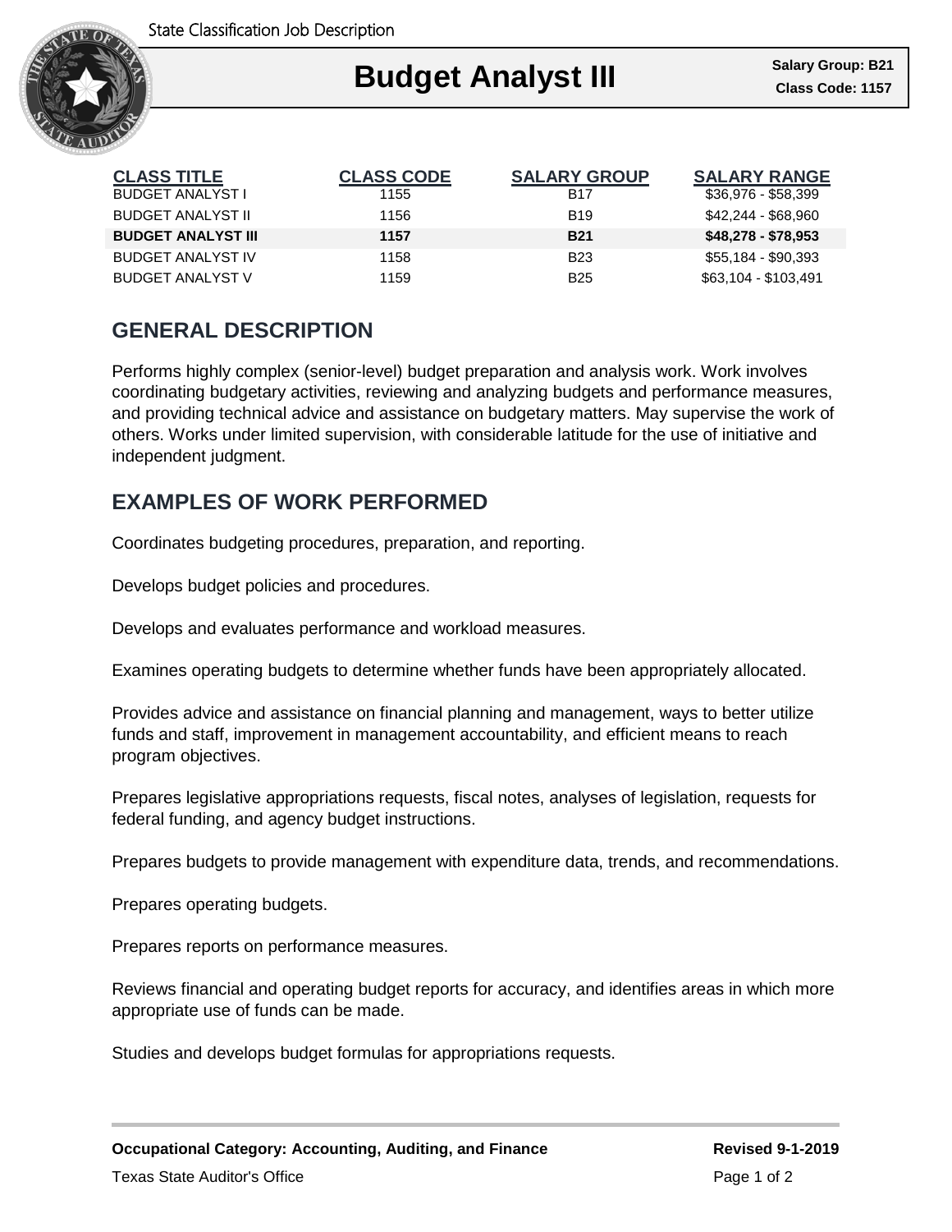State Classification Job Description

# Budget Analyst III

**Salary Group: B21**
**Class Code: 1157**

| CLASS TITLE | CLASS CODE | SALARY GROUP | SALARY RANGE |
|---|---|---|---|
| BUDGET ANALYST I | 1155 | B17 | $36,976 - $58,399 |
| BUDGET ANALYST II | 1156 | B19 | $42,244 - $68,960 |
| **BUDGET ANALYST III** | **1157** | **B21** | **$48,278 - $78,953** |
| BUDGET ANALYST IV | 1158 | B23 | $55,184 - $90,393 |
| BUDGET ANALYST V | 1159 | B25 | $63,104 - $103,491 |

## GENERAL DESCRIPTION

Performs highly complex (senior-level) budget preparation and analysis work. Work involves coordinating budgetary activities, reviewing and analyzing budgets and performance measures, and providing technical advice and assistance on budgetary matters. May supervise the work of others. Works under limited supervision, with considerable latitude for the use of initiative and independent judgment.

## EXAMPLES OF WORK PERFORMED

Coordinates budgeting procedures, preparation, and reporting.

Develops budget policies and procedures.

Develops and evaluates performance and workload measures.

Examines operating budgets to determine whether funds have been appropriately allocated.

Provides advice and assistance on financial planning and management, ways to better utilize funds and staff, improvement in management accountability, and efficient means to reach program objectives.

Prepares legislative appropriations requests, fiscal notes, analyses of legislation, requests for federal funding, and agency budget instructions.

Prepares budgets to provide management with expenditure data, trends, and recommendations.

Prepares operating budgets.

Prepares reports on performance measures.

Reviews financial and operating budget reports for accuracy, and identifies areas in which more appropriate use of funds can be made.

Studies and develops budget formulas for appropriations requests.

**Occupational Category: Accounting, Auditing, and Finance** **Revised 9-1-2019**

Texas State Auditor's Office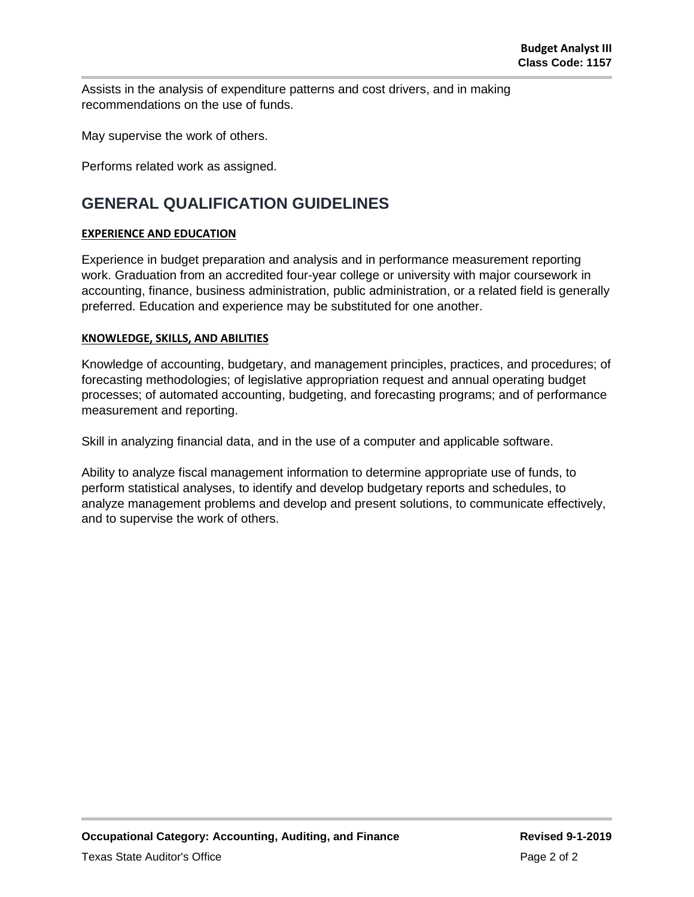Assists in the analysis of expenditure patterns and cost drivers, and in making recommendations on the use of funds.

May supervise the work of others.

Performs related work as assigned.

## GENERAL QUALIFICATION GUIDELINES

### EXPERIENCE AND EDUCATION

Experience in budget preparation and analysis and in performance measurement reporting work. Graduation from an accredited four-year college or university with major coursework in accounting, finance, business administration, public administration, or a related field is generally preferred. Education and experience may be substituted for one another.

### KNOWLEDGE, SKILLS, AND ABILITIES

Knowledge of accounting, budgetary, and management principles, practices, and procedures; of forecasting methodologies; of legislative appropriation request and annual operating budget processes; of automated accounting, budgeting, and forecasting programs; and of performance measurement and reporting.

Skill in analyzing financial data, and in the use of a computer and applicable software.

Ability to analyze fiscal management information to determine appropriate use of funds, to perform statistical analyses, to identify and develop budgetary reports and schedules, to analyze management problems and develop and present solutions, to communicate effectively, and to supervise the work of others.